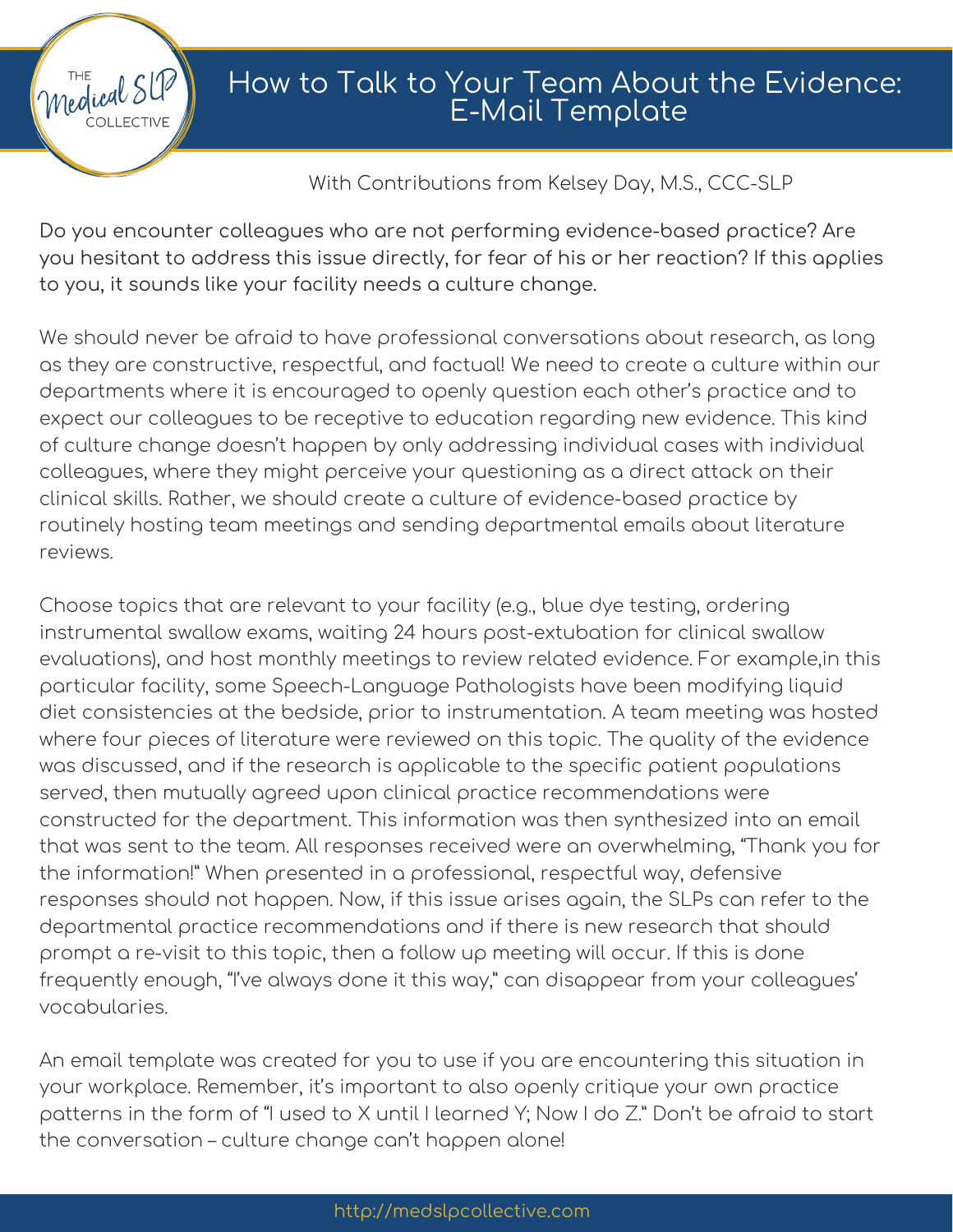# How to Talk to Your Team About the Evidence: E-Mail Template

With Contributions from Kelsey Day, M.S., CCC-SLP

Do you encounter colleagues who are not performing evidence-based practice? Are you hesitant to address this issue directly, for fear of his or her reaction? If this applies to you, it sounds like your facility needs a culture change.

We should never be afraid to have professional conversations about research, as long as they are constructive, respectful, and factual! We need to create a culture within our departments where it is encouraged to openly question each other's practice and to expect our colleagues to be receptive to education regarding new evidence. This kind of culture change doesn't happen by only addressing individual cases with individual colleagues, where they might perceive your questioning as a direct attack on their clinical skills. Rather, we should create a culture of evidence-based practice by routinely hosting team meetings and sending departmental emails about literature reviews.

Choose topics that are relevant to your facility (e.g., blue dye testing, ordering instrumental swallow exams, waiting 24 hours post-extubation for clinical swallow evaluations), and host monthly meetings to review related evidence. For example,in this particular facility, some Speech-Language Pathologists have been modifying liquid diet consistencies at the bedside, prior to instrumentation. A team meeting was hosted where four pieces of literature were reviewed on this topic. The quality of the evidence was discussed, and if the research is applicable to the specific patient populations served, then mutually agreed upon clinical practice recommendations were constructed for the department. This information was then synthesized into an email that was sent to the team. All responses received were an overwhelming, "Thank you for the information!" When presented in a professional, respectful way, defensive responses should not happen. Now, if this issue arises again, the SLPs can refer to the departmental practice recommendations and if there is new research that should prompt a re-visit to this topic, then a follow up meeting will occur. If this is done frequently enough, "I've always done it this way," can disappear from your colleagues' vocabularies.

An email template was created for you to use if you are encountering this situation in your workplace. Remember, it's important to also openly critique your own practice patterns in the form of "I used to X until I learned Y; Now I do Z." Don't be afraid to start the conversation – culture change can't happen alone!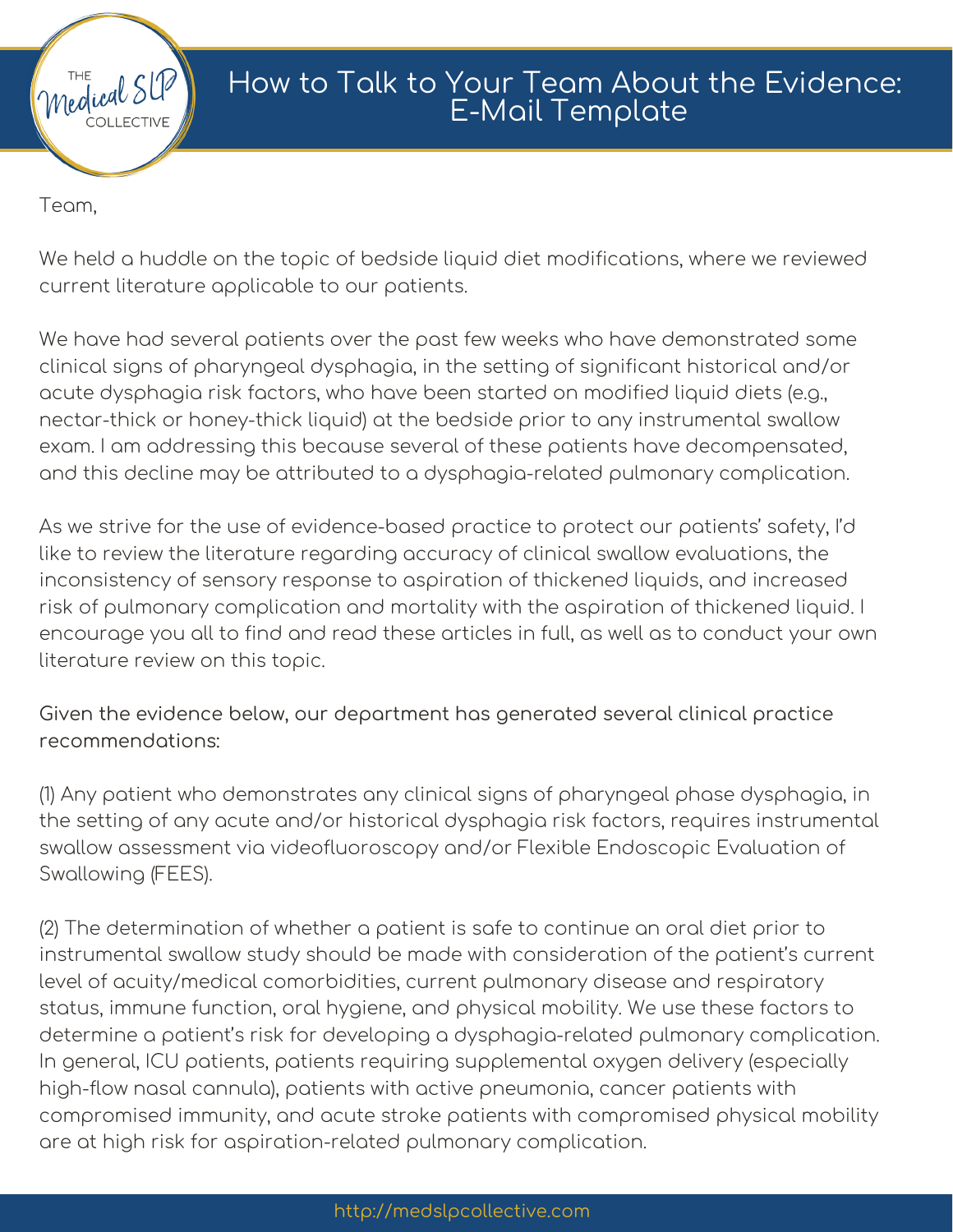# How to Talk to Your Team About the Evidence: E-Mail Template

Team,

We held a huddle on the topic of bedside liquid diet modifications, where we reviewed current literature applicable to our patients.

We have had several patients over the past few weeks who have demonstrated some clinical signs of pharyngeal dysphagia, in the setting of significant historical and/or acute dysphagia risk factors, who have been started on modified liquid diets (e.g., nectar-thick or honey-thick liquid) at the bedside prior to any instrumental swallow exam. I am addressing this because several of these patients have decompensated, and this decline may be attributed to a dysphagia-related pulmonary complication.

As we strive for the use of evidence-based practice to protect our patients' safety, I'd like to review the literature regarding accuracy of clinical swallow evaluations, the inconsistency of sensory response to aspiration of thickened liquids, and increased risk of pulmonary complication and mortality with the aspiration of thickened liquid. I encourage you all to find and read these articles in full, as well as to conduct your own literature review on this topic.

Given the evidence below, our department has generated several clinical practice recommendations:

(1) Any patient who demonstrates any clinical signs of pharyngeal phase dysphagia, in the setting of any acute and/or historical dysphagia risk factors, requires instrumental swallow assessment via videofluoroscopy and/or Flexible Endoscopic Evaluation of Swallowing (FEES).

(2) The determination of whether a patient is safe to continue an oral diet prior to instrumental swallow study should be made with consideration of the patient's current level of acuity/medical comorbidities, current pulmonary disease and respiratory status, immune function, oral hygiene, and physical mobility. We use these factors to determine a patient's risk for developing a dysphagia-related pulmonary complication. In general, ICU patients, patients requiring supplemental oxygen delivery (especially high-flow nasal cannula), patients with active pneumonia, cancer patients with compromised immunity, and acute stroke patients with compromised physical mobility are at high risk for aspiration-related pulmonary complication.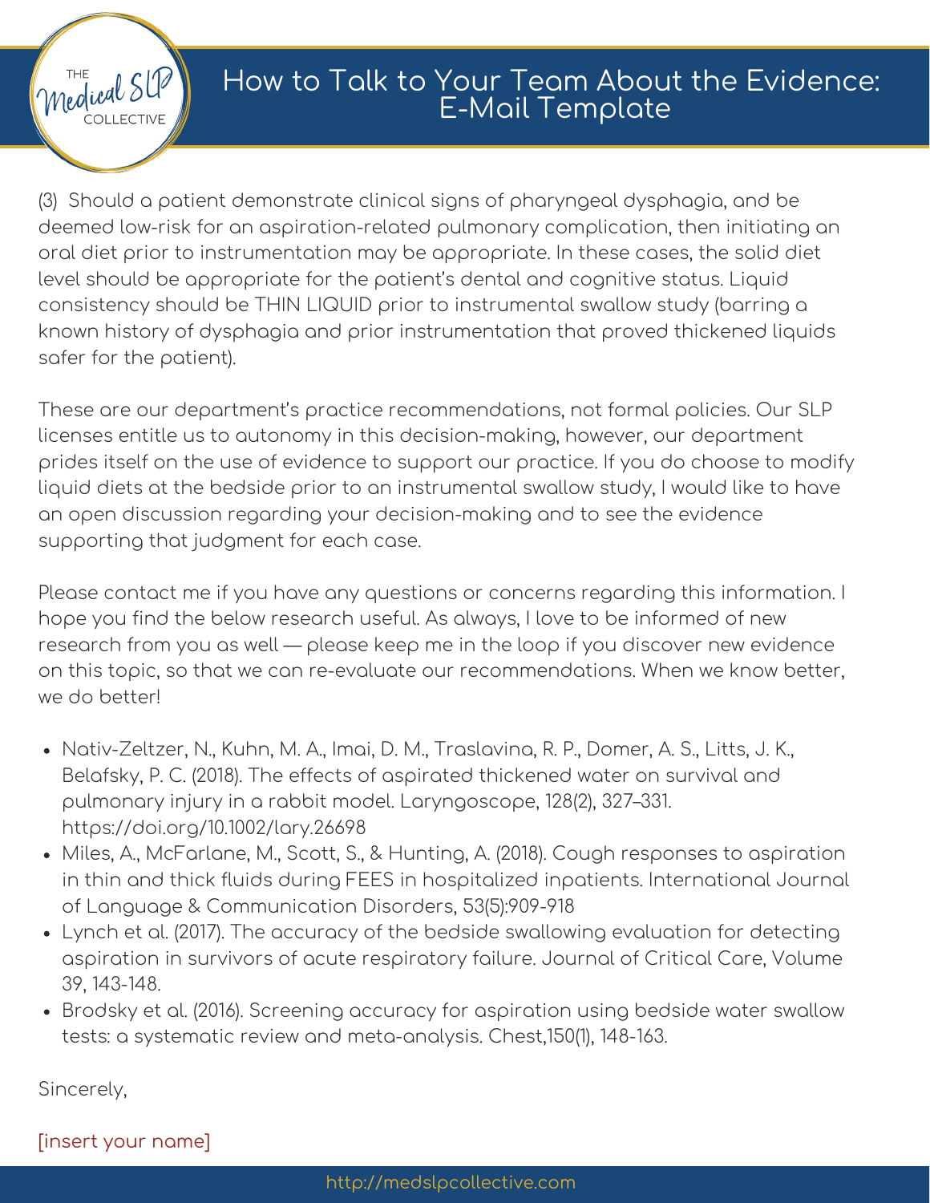# How to Talk to Your Team About the Evidence: E-Mail Template

(3) Should a patient demonstrate clinical signs of pharyngeal dysphagia, and be deemed low-risk for an aspiration-related pulmonary complication, then initiating an oral diet prior to instrumentation may be appropriate. In these cases, the solid diet level should be appropriate for the patient's dental and cognitive status. Liquid consistency should be THIN LIQUID prior to instrumental swallow study (barring a known history of dysphagia and prior instrumentation that proved thickened liquids safer for the patient).

These are our department's practice recommendations, not formal policies. Our SLP licenses entitle us to autonomy in this decision-making, however, our department prides itself on the use of evidence to support our practice. If you do choose to modify liquid diets at the bedside prior to an instrumental swallow study, I would like to have an open discussion regarding your decision-making and to see the evidence supporting that judgment for each case.

Please contact me if you have any questions or concerns regarding this information. I hope you find the below research useful. As always, I love to be informed of new research from you as well — please keep me in the loop if you discover new evidence on this topic, so that we can re-evaluate our recommendations. When we know better, we do better!

- Nativ-Zeltzer, N., Kuhn, M. A., Imai, D. M., Traslavina, R. P., Domer, A. S., Litts, J. K., Belafsky, P. C. (2018). The effects of aspirated thickened water on survival and pulmonary injury in a rabbit model. Laryngoscope, 128(2), 327–331. https://doi.org/10.1002/lary.26698
- Miles, A., McFarlane, M., Scott, S., & Hunting, A. (2018). Cough responses to aspiration in thin and thick fluids during FEES in hospitalized inpatients. International Journal of Language & Communication Disorders, 53(5):909-918
- Lynch et al. (2017). The accuracy of the bedside swallowing evaluation for detecting aspiration in survivors of acute respiratory failure. Journal of Critical Care, Volume 39, 143-148.
- Brodsky et al. (2016). Screening accuracy for aspiration using bedside water swallow tests: a systematic review and meta-analysis. Chest,150(1), 148-163.

Sincerely,

[insert your name]